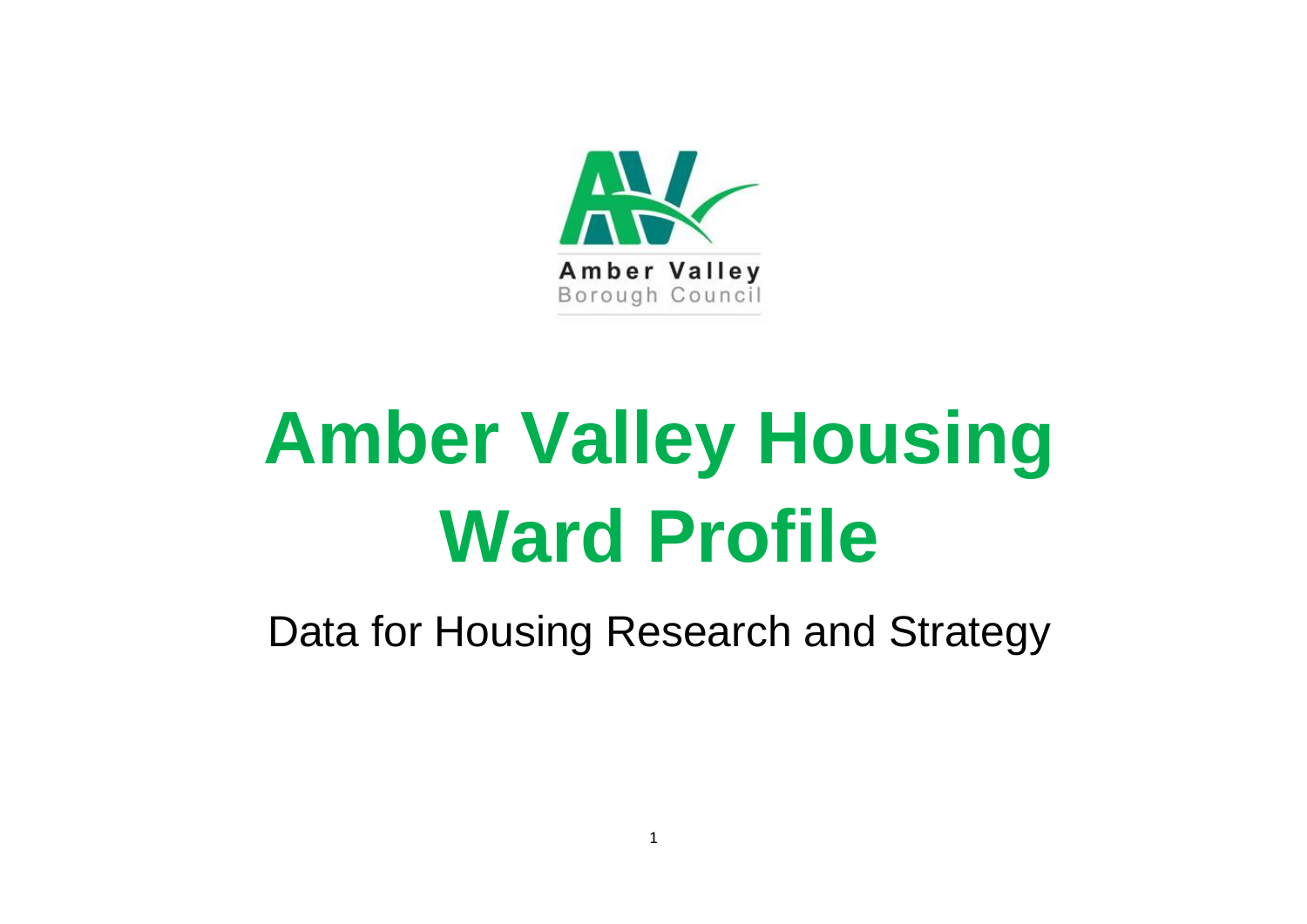Amber Valley
Borough Council

# Amber Valley Housing Ward Profile

Data for Housing Research and Strategy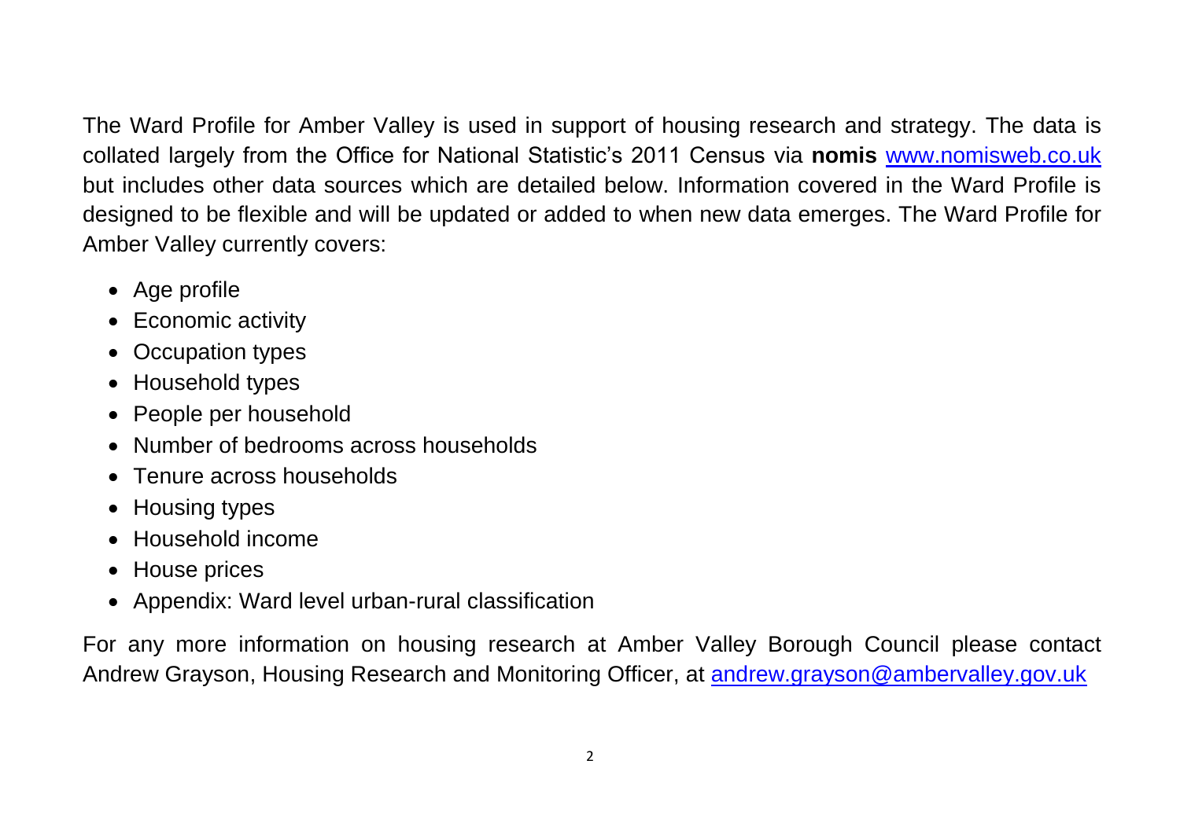The Ward Profile for Amber Valley is used in support of housing research and strategy. The data is collated largely from the Office for National Statistic's 2011 Census via **nomis** [www.nomisweb.co.uk](http://www.nomisweb.co.uk) but includes other data sources which are detailed below. Information covered in the Ward Profile is designed to be flexible and will be updated or added to when new data emerges. The Ward Profile for Amber Valley currently covers:

- Age profile
- Economic activity
- Occupation types
- Household types
- People per household
- Number of bedrooms across households
- Tenure across households
- Housing types
- Household income
- House prices
- Appendix: Ward level urban-rural classification

For any more information on housing research at Amber Valley Borough Council please contact Andrew Grayson, Housing Research and Monitoring Officer, at [andrew.grayson@ambervalley.gov.uk](mailto:andrew.grayson@ambervalley.gov.uk)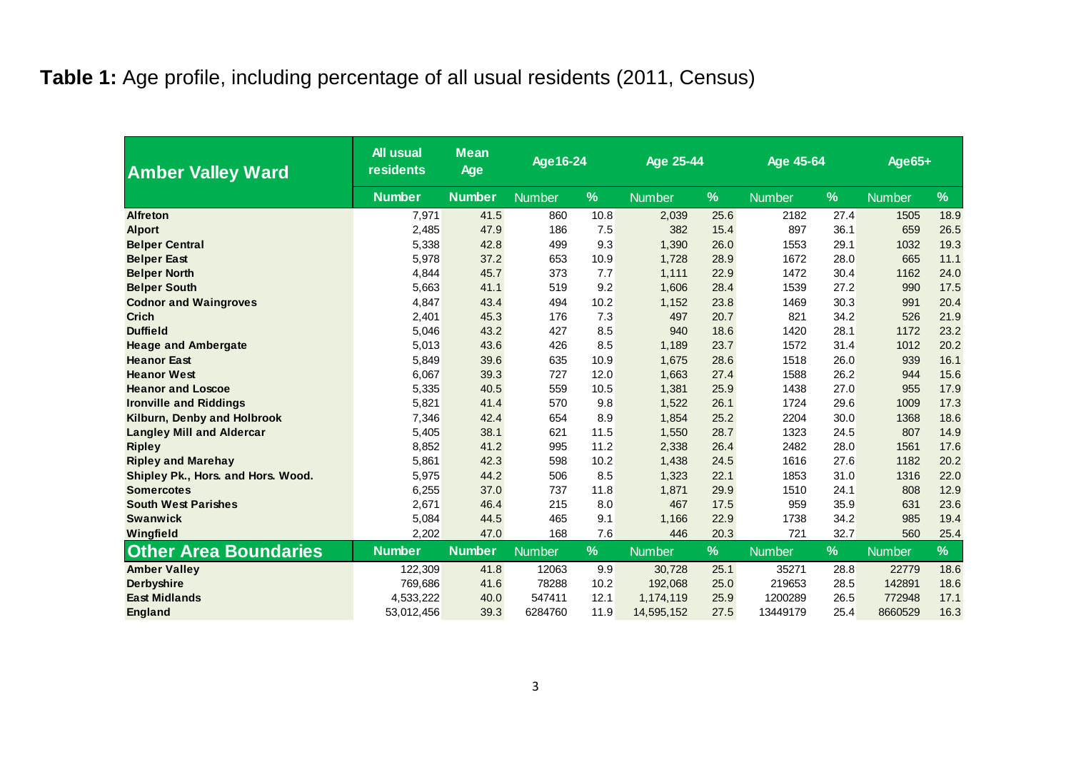**Table 1:** Age profile, including percentage of all usual residents (2011, Census)

| Amber Valley Ward | All usual residents | Mean Age | Age16-24 | | Age 25-44 | | Age 45-64 | | Age65+ | |
|---|---|---|---|---|---|---|---|---|---|---|
| | Number | Number | Number | % | Number | % | Number | % | Number | % |
| Alfreton | 7,971 | 41.5 | 860 | 10.8 | 2,039 | 25.6 | 2182 | 27.4 | 1505 | 18.9 |
| Alport | 2,485 | 47.9 | 186 | 7.5 | 382 | 15.4 | 897 | 36.1 | 659 | 26.5 |
| Belper Central | 5,338 | 42.8 | 499 | 9.3 | 1,390 | 26.0 | 1553 | 29.1 | 1032 | 19.3 |
| Belper East | 5,978 | 37.2 | 653 | 10.9 | 1,728 | 28.9 | 1672 | 28.0 | 665 | 11.1 |
| Belper North | 4,844 | 45.7 | 373 | 7.7 | 1,111 | 22.9 | 1472 | 30.4 | 1162 | 24.0 |
| Belper South | 5,663 | 41.1 | 519 | 9.2 | 1,606 | 28.4 | 1539 | 27.2 | 990 | 17.5 |
| Codnor and Waingroves | 4,847 | 43.4 | 494 | 10.2 | 1,152 | 23.8 | 1469 | 30.3 | 991 | 20.4 |
| Crich | 2,401 | 45.3 | 176 | 7.3 | 497 | 20.7 | 821 | 34.2 | 526 | 21.9 |
| Duffield | 5,046 | 43.2 | 427 | 8.5 | 940 | 18.6 | 1420 | 28.1 | 1172 | 23.2 |
| Heage and Ambergate | 5,013 | 43.6 | 426 | 8.5 | 1,189 | 23.7 | 1572 | 31.4 | 1012 | 20.2 |
| Heanor East | 5,849 | 39.6 | 635 | 10.9 | 1,675 | 28.6 | 1518 | 26.0 | 939 | 16.1 |
| Heanor West | 6,067 | 39.3 | 727 | 12.0 | 1,663 | 27.4 | 1588 | 26.2 | 944 | 15.6 |
| Heanor and Loscoe | 5,335 | 40.5 | 559 | 10.5 | 1,381 | 25.9 | 1438 | 27.0 | 955 | 17.9 |
| Ironville and Riddings | 5,821 | 41.4 | 570 | 9.8 | 1,522 | 26.1 | 1724 | 29.6 | 1009 | 17.3 |
| Kilburn, Denby and Holbrook | 7,346 | 42.4 | 654 | 8.9 | 1,854 | 25.2 | 2204 | 30.0 | 1368 | 18.6 |
| Langley Mill and Aldercar | 5,405 | 38.1 | 621 | 11.5 | 1,550 | 28.7 | 1323 | 24.5 | 807 | 14.9 |
| Ripley | 8,852 | 41.2 | 995 | 11.2 | 2,338 | 26.4 | 2482 | 28.0 | 1561 | 17.6 |
| Ripley and Marehay | 5,861 | 42.3 | 598 | 10.2 | 1,438 | 24.5 | 1616 | 27.6 | 1182 | 20.2 |
| Shipley Pk., Hors. and Hors. Wood. | 5,975 | 44.2 | 506 | 8.5 | 1,323 | 22.1 | 1853 | 31.0 | 1316 | 22.0 |
| Somercotes | 6,255 | 37.0 | 737 | 11.8 | 1,871 | 29.9 | 1510 | 24.1 | 808 | 12.9 |
| South West Parishes | 2,671 | 46.4 | 215 | 8.0 | 467 | 17.5 | 959 | 35.9 | 631 | 23.6 |
| Swanwick | 5,084 | 44.5 | 465 | 9.1 | 1,166 | 22.9 | 1738 | 34.2 | 985 | 19.4 |
| Wingfield | 2,202 | 47.0 | 168 | 7.6 | 446 | 20.3 | 721 | 32.7 | 560 | 25.4 |
| **Other Area Boundaries** | **Number** | **Number** | **Number** | **%** | **Number** | **%** | **Number** | **%** | **Number** | **%** |
| Amber Valley | 122,309 | 41.8 | 12063 | 9.9 | 30,728 | 25.1 | 35271 | 28.8 | 22779 | 18.6 |
| Derbyshire | 769,686 | 41.6 | 78288 | 10.2 | 192,068 | 25.0 | 219653 | 28.5 | 142891 | 18.6 |
| East Midlands | 4,533,222 | 40.0 | 547411 | 12.1 | 1,174,119 | 25.9 | 1200289 | 26.5 | 772948 | 17.1 |
| England | 53,012,456 | 39.3 | 6284760 | 11.9 | 14,595,152 | 27.5 | 13449179 | 25.4 | 8660529 | 16.3 |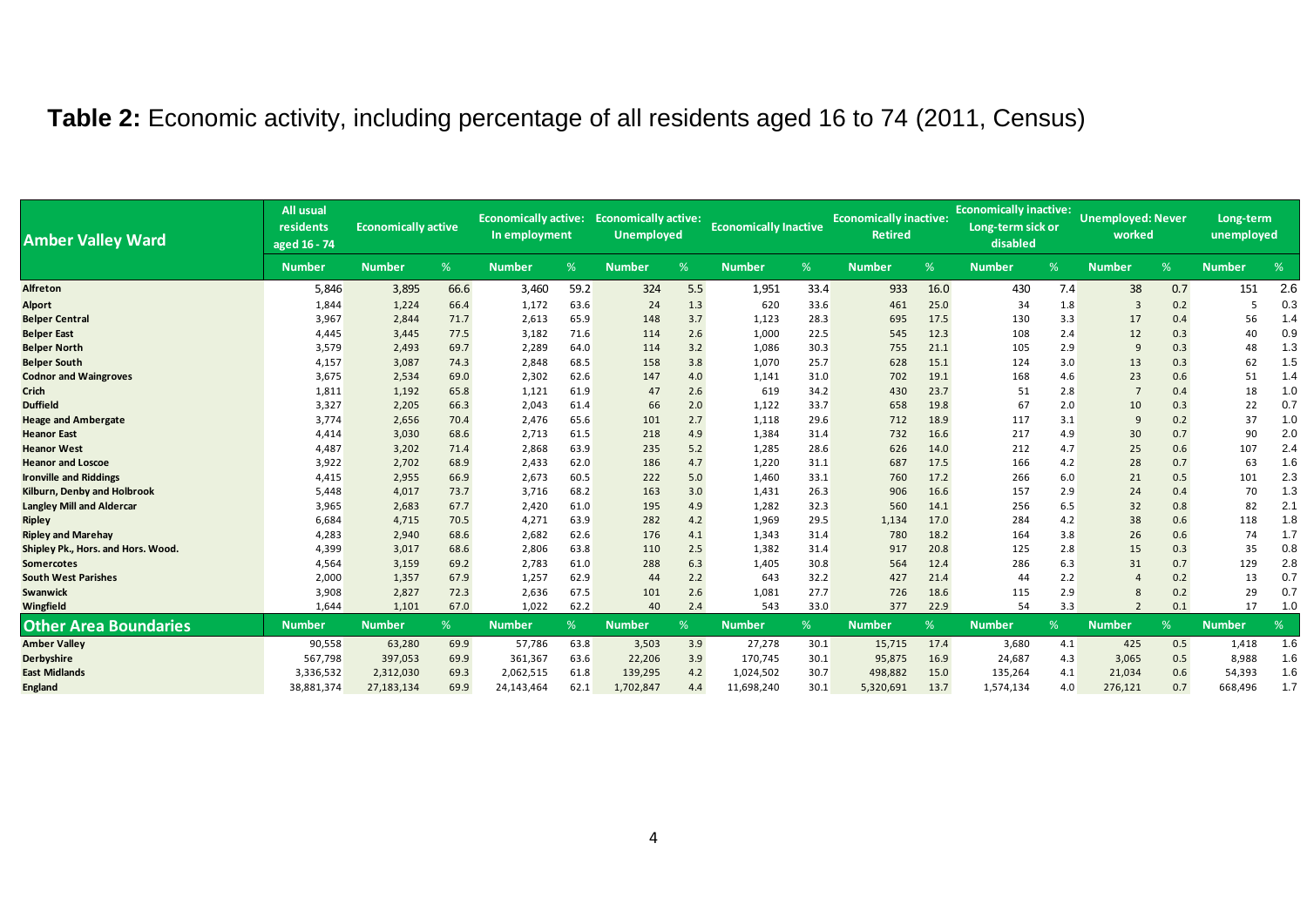# **Table 2:** Economic activity, including percentage of all residents aged 16 to 74 (2011, Census)

| Amber Valley Ward | All usual residents aged 16 - 74 | Economically active | | Economically active: In employment | | Economically active: Unemployed | | Economically Inactive | | Economically inactive: Retired | | Economically inactive: Long-term sick or disabled | | Unemployed: Never worked | | Long-term unemployed | |
|---|---|---|---|---|---|---|---|---|---|---|---|---|---|---|---|---|---|
| | Number | Number | % | Number | % | Number | % | Number | % | Number | % | Number | % | Number | % | Number | % |
| Alfreton | 5,846 | 3,895 | 66.6 | 3,460 | 59.2 | 324 | 5.5 | 1,951 | 33.4 | 933 | 16.0 | 430 | 7.4 | 38 | 0.7 | 151 | 2.6 |
| Alport | 1,844 | 1,224 | 66.4 | 1,172 | 63.6 | 24 | 1.3 | 620 | 33.6 | 461 | 25.0 | 34 | 1.8 | 3 | 0.2 | 5 | 0.3 |
| Belper Central | 3,967 | 2,844 | 71.7 | 2,613 | 65.9 | 148 | 3.7 | 1,123 | 28.3 | 695 | 17.5 | 130 | 3.3 | 17 | 0.4 | 56 | 1.4 |
| Belper East | 4,445 | 3,445 | 77.5 | 3,182 | 71.6 | 114 | 2.6 | 1,000 | 22.5 | 545 | 12.3 | 108 | 2.4 | 12 | 0.3 | 40 | 0.9 |
| Belper North | 3,579 | 2,493 | 69.7 | 2,289 | 64.0 | 114 | 3.2 | 1,086 | 30.3 | 755 | 21.1 | 105 | 2.9 | 9 | 0.3 | 48 | 1.3 |
| Belper South | 4,157 | 3,087 | 74.3 | 2,848 | 68.5 | 158 | 3.8 | 1,070 | 25.7 | 628 | 15.1 | 124 | 3.0 | 13 | 0.3 | 62 | 1.5 |
| Codnor and Waingroves | 3,675 | 2,534 | 69.0 | 2,302 | 62.6 | 147 | 4.0 | 1,141 | 31.0 | 702 | 19.1 | 168 | 4.6 | 23 | 0.6 | 51 | 1.4 |
| Crich | 1,811 | 1,192 | 65.8 | 1,121 | 61.9 | 47 | 2.6 | 619 | 34.2 | 430 | 23.7 | 51 | 2.8 | 7 | 0.4 | 18 | 1.0 |
| Duffield | 3,327 | 2,205 | 66.3 | 2,043 | 61.4 | 66 | 2.0 | 1,122 | 33.7 | 658 | 19.8 | 67 | 2.0 | 10 | 0.3 | 22 | 0.7 |
| Heage and Ambergate | 3,774 | 2,656 | 70.4 | 2,476 | 65.6 | 101 | 2.7 | 1,118 | 29.6 | 712 | 18.9 | 117 | 3.1 | 9 | 0.2 | 37 | 1.0 |
| Heanor East | 4,414 | 3,030 | 68.6 | 2,713 | 61.5 | 218 | 4.9 | 1,384 | 31.4 | 732 | 16.6 | 217 | 4.9 | 30 | 0.7 | 90 | 2.0 |
| Heanor West | 4,487 | 3,202 | 71.4 | 2,868 | 63.9 | 235 | 5.2 | 1,285 | 28.6 | 626 | 14.0 | 212 | 4.7 | 25 | 0.6 | 107 | 2.4 |
| Heanor and Loscoe | 3,922 | 2,702 | 68.9 | 2,433 | 62.0 | 186 | 4.7 | 1,220 | 31.1 | 687 | 17.5 | 166 | 4.2 | 28 | 0.7 | 63 | 1.6 |
| Ironville and Riddings | 4,415 | 2,955 | 66.9 | 2,673 | 60.5 | 222 | 5.0 | 1,460 | 33.1 | 760 | 17.2 | 266 | 6.0 | 21 | 0.5 | 101 | 2.3 |
| Kilburn, Denby and Holbrook | 5,448 | 4,017 | 73.7 | 3,716 | 68.2 | 163 | 3.0 | 1,431 | 26.3 | 906 | 16.6 | 157 | 2.9 | 24 | 0.4 | 70 | 1.3 |
| Langley Mill and Aldercar | 3,965 | 2,683 | 67.7 | 2,420 | 61.0 | 195 | 4.9 | 1,282 | 32.3 | 560 | 14.1 | 256 | 6.5 | 32 | 0.8 | 82 | 2.1 |
| Ripley | 6,684 | 4,715 | 70.5 | 4,271 | 63.9 | 282 | 4.2 | 1,969 | 29.5 | 1,134 | 17.0 | 284 | 4.2 | 38 | 0.6 | 118 | 1.8 |
| Ripley and Marehay | 4,283 | 2,940 | 68.6 | 2,682 | 62.6 | 176 | 4.1 | 1,343 | 31.4 | 780 | 18.2 | 164 | 3.8 | 26 | 0.6 | 74 | 1.7 |
| Shipley Pk., Hors. and Hors. Wood. | 4,399 | 3,017 | 68.6 | 2,806 | 63.8 | 110 | 2.5 | 1,382 | 31.4 | 917 | 20.8 | 125 | 2.8 | 15 | 0.3 | 35 | 0.8 |
| Somercotes | 4,564 | 3,159 | 69.2 | 2,783 | 61.0 | 288 | 6.3 | 1,405 | 30.8 | 564 | 12.4 | 286 | 6.3 | 31 | 0.7 | 129 | 2.8 |
| South West Parishes | 2,000 | 1,357 | 67.9 | 1,257 | 62.9 | 44 | 2.2 | 643 | 32.2 | 427 | 21.4 | 44 | 2.2 | 4 | 0.2 | 13 | 0.7 |
| Swanwick | 3,908 | 2,827 | 72.3 | 2,636 | 67.5 | 101 | 2.6 | 1,081 | 27.7 | 726 | 18.6 | 115 | 2.9 | 8 | 0.2 | 29 | 0.7 |
| Wingfield | 1,644 | 1,101 | 67.0 | 1,022 | 62.2 | 40 | 2.4 | 543 | 33.0 | 377 | 22.9 | 54 | 3.3 | 2 | 0.1 | 17 | 1.0 |
| **Other Area Boundaries** | **Number** | **Number** | **%** | **Number** | **%** | **Number** | **%** | **Number** | **%** | **Number** | **%** | **Number** | **%** | **Number** | **%** | **Number** | **%** |
| Amber Valley | 90,558 | 63,280 | 69.9 | 57,786 | 63.8 | 3,503 | 3.9 | 27,278 | 30.1 | 15,715 | 17.4 | 3,680 | 4.1 | 425 | 0.5 | 1,418 | 1.6 |
| Derbyshire | 567,798 | 397,053 | 69.9 | 361,367 | 63.6 | 22,206 | 3.9 | 170,745 | 30.1 | 95,875 | 16.9 | 24,687 | 4.3 | 3,065 | 0.5 | 8,988 | 1.6 |
| East Midlands | 3,336,532 | 2,312,030 | 69.3 | 2,062,515 | 61.8 | 139,295 | 4.2 | 1,024,502 | 30.7 | 498,882 | 15.0 | 135,264 | 4.1 | 21,034 | 0.6 | 54,393 | 1.6 |
| England | 38,881,374 | 27,183,134 | 69.9 | 24,143,464 | 62.1 | 1,702,847 | 4.4 | 11,698,240 | 30.1 | 5,320,691 | 13.7 | 1,574,134 | 4.0 | 276,121 | 0.7 | 668,496 | 1.7 |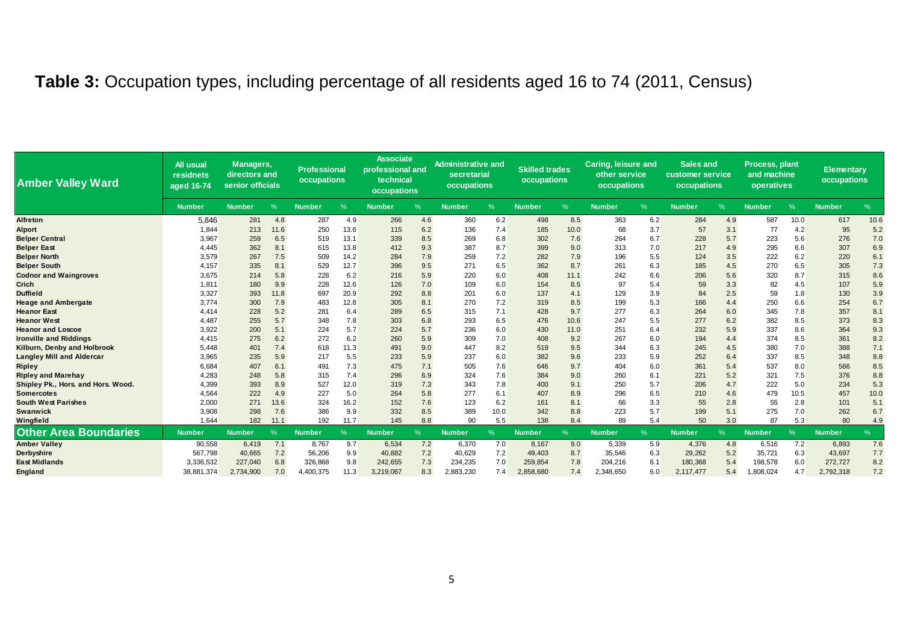**Table 3:** Occupation types, including percentage of all residents aged 16 to 74 (2011, Census)

| Amber Valley Ward | All usual residnets aged 16-74 | Managers, directors and senior officials | | Professional occupations | | Associate professional and technical occupations | | Administrative and secretarial occupations | | Skilled trades occupations | | Caring, leisure and other service occupations | | Sales and customer service occupations | | Process, plant and machine operatives | | Elementary occupations | |
|---|---|---|---|---|---|---|---|---|---|---|---|---|---|---|---|---|---|---|---|
| | Number | Number | % | Number | % | Number | % | Number | % | Number | % | Number | % | Number | % | Number | % | Number | % |
| Alfreton | 5,846 | 281 | 4.8 | 287 | 4.9 | 266 | 4.6 | 360 | 6.2 | 498 | 8.5 | 363 | 6.2 | 284 | 4.9 | 587 | 10.0 | 617 | 10.6 |
| Alport | 1,844 | 213 | 11.6 | 250 | 13.6 | 115 | 6.2 | 136 | 7.4 | 185 | 10.0 | 68 | 3.7 | 57 | 3.1 | 77 | 4.2 | 95 | 5.2 |
| Belper Central | 3,967 | 259 | 6.5 | 519 | 13.1 | 339 | 8.5 | 269 | 6.8 | 302 | 7.6 | 264 | 6.7 | 228 | 5.7 | 223 | 5.6 | 276 | 7.0 |
| Belper East | 4,445 | 362 | 8.1 | 615 | 13.8 | 412 | 9.3 | 387 | 8.7 | 399 | 9.0 | 313 | 7.0 | 217 | 4.9 | 295 | 6.6 | 307 | 6.9 |
| Belper North | 3,579 | 267 | 7.5 | 509 | 14.2 | 284 | 7.9 | 259 | 7.2 | 282 | 7.9 | 196 | 5.5 | 124 | 3.5 | 222 | 6.2 | 220 | 6.1 |
| Belper South | 4,157 | 335 | 8.1 | 529 | 12.7 | 396 | 9.5 | 271 | 6.5 | 362 | 8.7 | 261 | 6.3 | 185 | 4.5 | 270 | 6.5 | 305 | 7.3 |
| Codnor and Waingroves | 3,675 | 214 | 5.8 | 228 | 6.2 | 216 | 5.9 | 220 | 6.0 | 408 | 11.1 | 242 | 6.6 | 206 | 5.6 | 320 | 8.7 | 315 | 8.6 |
| Crich | 1,811 | 180 | 9.9 | 228 | 12.6 | 126 | 7.0 | 109 | 6.0 | 154 | 8.5 | 97 | 5.4 | 59 | 3.3 | 82 | 4.5 | 107 | 5.9 |
| Duffield | 3,327 | 393 | 11.8 | 697 | 20.9 | 292 | 8.8 | 201 | 6.0 | 137 | 4.1 | 129 | 3.9 | 84 | 2.5 | 59 | 1.8 | 130 | 3.9 |
| Heage and Ambergate | 3,774 | 300 | 7.9 | 483 | 12.8 | 305 | 8.1 | 270 | 7.2 | 319 | 8.5 | 199 | 5.3 | 166 | 4.4 | 250 | 6.6 | 254 | 6.7 |
| Heanor East | 4,414 | 228 | 5.2 | 281 | 6.4 | 289 | 6.5 | 315 | 7.1 | 428 | 9.7 | 277 | 6.3 | 264 | 6.0 | 345 | 7.8 | 357 | 8.1 |
| Heanor West | 4,487 | 255 | 5.7 | 348 | 7.8 | 303 | 6.8 | 293 | 6.5 | 476 | 10.6 | 247 | 5.5 | 277 | 6.2 | 382 | 8.5 | 373 | 8.3 |
| Heanor and Loscoe | 3,922 | 200 | 5.1 | 224 | 5.7 | 224 | 5.7 | 236 | 6.0 | 430 | 11.0 | 251 | 6.4 | 232 | 5.9 | 337 | 8.6 | 364 | 9.3 |
| Ironville and Riddings | 4,415 | 275 | 6.2 | 272 | 6.2 | 260 | 5.9 | 309 | 7.0 | 408 | 9.2 | 267 | 6.0 | 194 | 4.4 | 374 | 8.5 | 361 | 8.2 |
| Kilburn, Denby and Holbrook | 5,448 | 401 | 7.4 | 618 | 11.3 | 491 | 9.0 | 447 | 8.2 | 519 | 9.5 | 344 | 6.3 | 245 | 4.5 | 380 | 7.0 | 388 | 7.1 |
| Langley Mill and Aldercar | 3,965 | 235 | 5.9 | 217 | 5.5 | 233 | 5.9 | 237 | 6.0 | 382 | 9.6 | 233 | 5.9 | 252 | 6.4 | 337 | 8.5 | 348 | 8.8 |
| Ripley | 6,684 | 407 | 6.1 | 491 | 7.3 | 475 | 7.1 | 505 | 7.6 | 646 | 9.7 | 404 | 6.0 | 361 | 5.4 | 537 | 8.0 | 566 | 8.5 |
| Ripley and Marehay | 4,283 | 248 | 5.8 | 315 | 7.4 | 296 | 6.9 | 324 | 7.6 | 384 | 9.0 | 260 | 6.1 | 221 | 5.2 | 321 | 7.5 | 376 | 8.8 |
| Shipley Pk., Hors. and Hors. Wood. | 4,399 | 393 | 8.9 | 527 | 12.0 | 319 | 7.3 | 343 | 7.8 | 400 | 9.1 | 250 | 5.7 | 206 | 4.7 | 222 | 5.0 | 234 | 5.3 |
| Somercotes | 4,564 | 222 | 4.9 | 227 | 5.0 | 264 | 5.8 | 277 | 6.1 | 407 | 8.9 | 296 | 6.5 | 210 | 4.6 | 479 | 10.5 | 457 | 10.0 |
| South West Parishes | 2,000 | 271 | 13.6 | 324 | 16.2 | 152 | 7.6 | 123 | 6.2 | 161 | 8.1 | 66 | 3.3 | 55 | 2.8 | 55 | 2.8 | 101 | 5.1 |
| Swanwick | 3,908 | 298 | 7.6 | 386 | 9.9 | 332 | 8.5 | 389 | 10.0 | 342 | 8.8 | 223 | 5.7 | 199 | 5.1 | 275 | 7.0 | 262 | 6.7 |
| Wingfield | 1,644 | 182 | 11.1 | 192 | 11.7 | 145 | 8.8 | 90 | 5.5 | 138 | 8.4 | 89 | 5.4 | 50 | 3.0 | 87 | 5.3 | 80 | 4.9 |
| **Other Area Boundaries** | Number | Number | % | Number | % | Number | % | Number | % | Number | % | Number | % | Number | % | Number | % | Number | % |
| Amber Valley | 90,558 | 6,419 | 7.1 | 8,767 | 9.7 | 6,534 | 7.2 | 6,370 | 7.0 | 8,167 | 9.0 | 5,339 | 5.9 | 4,376 | 4.8 | 6,516 | 7.2 | 6,893 | 7.6 |
| Derbyshire | 567,798 | 40,665 | 7.2 | 56,206 | 9.9 | 40,882 | 7.2 | 40,629 | 7.2 | 49,403 | 8.7 | 35,546 | 6.3 | 29,262 | 5.2 | 35,721 | 6.3 | 43,697 | 7.7 |
| East Midlands | 3,336,532 | 227,040 | 6.8 | 326,868 | 9.8 | 242,655 | 7.3 | 234,235 | 7.0 | 259,854 | 7.8 | 204,216 | 6.1 | 180,368 | 5.4 | 198,578 | 6.0 | 272,727 | 8.2 |
| England | 38,881,374 | 2,734,900 | 7.0 | 4,400,375 | 11.3 | 3,219,067 | 8.3 | 2,883,230 | 7.4 | 2,858,680 | 7.4 | 2,348,650 | 6.0 | 2,117,477 | 5.4 | 1,808,024 | 4.7 | 2,792,318 | 7.2 |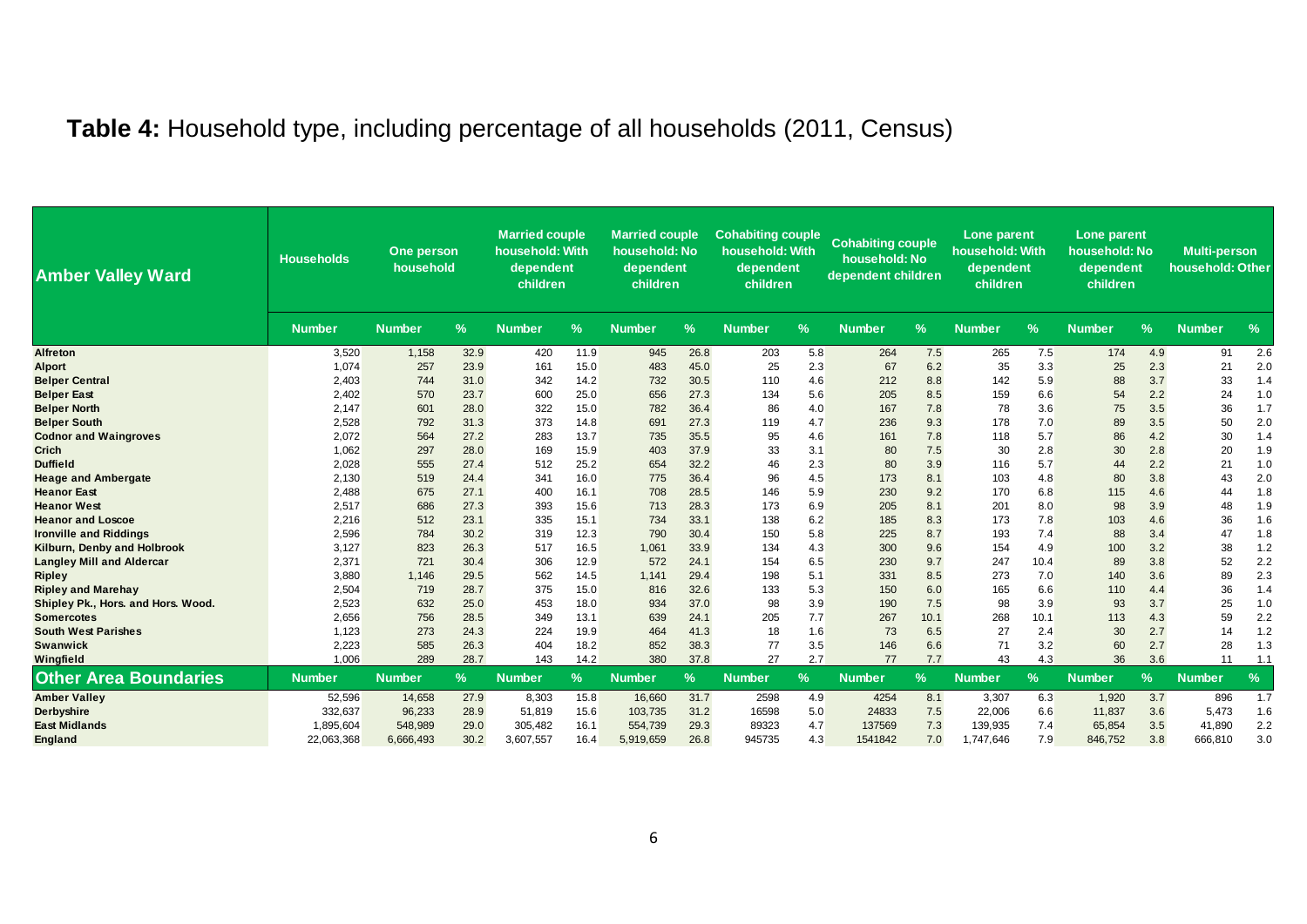**Table 4:** Household type, including percentage of all households (2011, Census)

| Amber Valley Ward | Households | One person household | | Married couple household: With dependent children | | Married couple household: No dependent children | | Cohabiting couple household: With dependent children | | Cohabiting couple household: No dependent children | | Lone parent household: With dependent children | | Lone parent household: No dependent children | | Multi-person household: Other | |
|---|---|---|---|---|---|---|---|---|---|---|---|---|---|---|---|---|---|
| | Number | Number | % | Number | % | Number | % | Number | % | Number | % | Number | % | Number | % | Number | % |
| **Alfreton** | 3,520 | 1,158 | 32.9 | 420 | 11.9 | 945 | 26.8 | 203 | 5.8 | 264 | 7.5 | 265 | 7.5 | 174 | 4.9 | 91 | 2.6 |
| **Alport** | 1,074 | 257 | 23.9 | 161 | 15.0 | 483 | 45.0 | 25 | 2.3 | 67 | 6.2 | 35 | 3.3 | 25 | 2.3 | 21 | 2.0 |
| **Belper Central** | 2,403 | 744 | 31.0 | 342 | 14.2 | 732 | 30.5 | 110 | 4.6 | 212 | 8.8 | 142 | 5.9 | 88 | 3.7 | 33 | 1.4 |
| **Belper East** | 2,402 | 570 | 23.7 | 600 | 25.0 | 656 | 27.3 | 134 | 5.6 | 205 | 8.5 | 159 | 6.6 | 54 | 2.2 | 24 | 1.0 |
| **Belper North** | 2,147 | 601 | 28.0 | 322 | 15.0 | 782 | 36.4 | 86 | 4.0 | 167 | 7.8 | 78 | 3.6 | 75 | 3.5 | 36 | 1.7 |
| **Belper South** | 2,528 | 792 | 31.3 | 373 | 14.8 | 691 | 27.3 | 119 | 4.7 | 236 | 9.3 | 178 | 7.0 | 89 | 3.5 | 50 | 2.0 |
| **Codnor and Waingroves** | 2,072 | 564 | 27.2 | 283 | 13.7 | 735 | 35.5 | 95 | 4.6 | 161 | 7.8 | 118 | 5.7 | 86 | 4.2 | 30 | 1.4 |
| **Crich** | 1,062 | 297 | 28.0 | 169 | 15.9 | 403 | 37.9 | 33 | 3.1 | 80 | 7.5 | 30 | 2.8 | 30 | 2.8 | 20 | 1.9 |
| **Duffield** | 2,028 | 555 | 27.4 | 512 | 25.2 | 654 | 32.2 | 46 | 2.3 | 80 | 3.9 | 116 | 5.7 | 44 | 2.2 | 21 | 1.0 |
| **Heage and Ambergate** | 2,130 | 519 | 24.4 | 341 | 16.0 | 775 | 36.4 | 96 | 4.5 | 173 | 8.1 | 103 | 4.8 | 80 | 3.8 | 43 | 2.0 |
| **Heanor East** | 2,488 | 675 | 27.1 | 400 | 16.1 | 708 | 28.5 | 146 | 5.9 | 230 | 9.2 | 170 | 6.8 | 115 | 4.6 | 44 | 1.8 |
| **Heanor West** | 2,517 | 686 | 27.3 | 393 | 15.6 | 713 | 28.3 | 173 | 6.9 | 205 | 8.1 | 201 | 8.0 | 98 | 3.9 | 48 | 1.9 |
| **Heanor and Loscoe** | 2,216 | 512 | 23.1 | 335 | 15.1 | 734 | 33.1 | 138 | 6.2 | 185 | 8.3 | 173 | 7.8 | 103 | 4.6 | 36 | 1.6 |
| **Ironville and Riddings** | 2,596 | 784 | 30.2 | 319 | 12.3 | 790 | 30.4 | 150 | 5.8 | 225 | 8.7 | 193 | 7.4 | 88 | 3.4 | 47 | 1.8 |
| **Kilburn, Denby and Holbrook** | 3,127 | 823 | 26.3 | 517 | 16.5 | 1,061 | 33.9 | 134 | 4.3 | 300 | 9.6 | 154 | 4.9 | 100 | 3.2 | 38 | 1.2 |
| **Langley Mill and Aldercar** | 2,371 | 721 | 30.4 | 306 | 12.9 | 572 | 24.1 | 154 | 6.5 | 230 | 9.7 | 247 | 10.4 | 89 | 3.8 | 52 | 2.2 |
| **Ripley** | 3,880 | 1,146 | 29.5 | 562 | 14.5 | 1,141 | 29.4 | 198 | 5.1 | 331 | 8.5 | 273 | 7.0 | 140 | 3.6 | 89 | 2.3 |
| **Ripley and Marehay** | 2,504 | 719 | 28.7 | 375 | 15.0 | 816 | 32.6 | 133 | 5.3 | 150 | 6.0 | 165 | 6.6 | 110 | 4.4 | 36 | 1.4 |
| **Shipley Pk., Hors. and Hors. Wood.** | 2,523 | 632 | 25.0 | 453 | 18.0 | 934 | 37.0 | 98 | 3.9 | 190 | 7.5 | 98 | 3.9 | 93 | 3.7 | 25 | 1.0 |
| **Somercotes** | 2,656 | 756 | 28.5 | 349 | 13.1 | 639 | 24.1 | 205 | 7.7 | 267 | 10.1 | 268 | 10.1 | 113 | 4.3 | 59 | 2.2 |
| **South West Parishes** | 1,123 | 273 | 24.3 | 224 | 19.9 | 464 | 41.3 | 18 | 1.6 | 73 | 6.5 | 27 | 2.4 | 30 | 2.7 | 14 | 1.2 |
| **Swanwick** | 2,223 | 585 | 26.3 | 404 | 18.2 | 852 | 38.3 | 77 | 3.5 | 146 | 6.6 | 71 | 3.2 | 60 | 2.7 | 28 | 1.3 |
| **Wingfield** | 1,006 | 289 | 28.7 | 143 | 14.2 | 380 | 37.8 | 27 | 2.7 | 77 | 7.7 | 43 | 4.3 | 36 | 3.6 | 11 | 1.1 |
| **Other Area Boundaries** | **Number** | **Number** | **%** | **Number** | **%** | **Number** | **%** | **Number** | **%** | **Number** | **%** | **Number** | **%** | **Number** | **%** | **Number** | **%** |
| **Amber Valley** | 52,596 | 14,658 | 27.9 | 8,303 | 15.8 | 16,660 | 31.7 | 2598 | 4.9 | 4254 | 8.1 | 3,307 | 6.3 | 1,920 | 3.7 | 896 | 1.7 |
| **Derbyshire** | 332,637 | 96,233 | 28.9 | 51,819 | 15.6 | 103,735 | 31.2 | 16598 | 5.0 | 24833 | 7.5 | 22,006 | 6.6 | 11,837 | 3.6 | 5,473 | 1.6 |
| **East Midlands** | 1,895,604 | 548,989 | 29.0 | 305,482 | 16.1 | 554,739 | 29.3 | 89323 | 4.7 | 137569 | 7.3 | 139,935 | 7.4 | 65,854 | 3.5 | 41,890 | 2.2 |
| **England** | 22,063,368 | 6,666,493 | 30.2 | 3,607,557 | 16.4 | 5,919,659 | 26.8 | 945735 | 4.3 | 1541842 | 7.0 | 1,747,646 | 7.9 | 846,752 | 3.8 | 666,810 | 3.0 |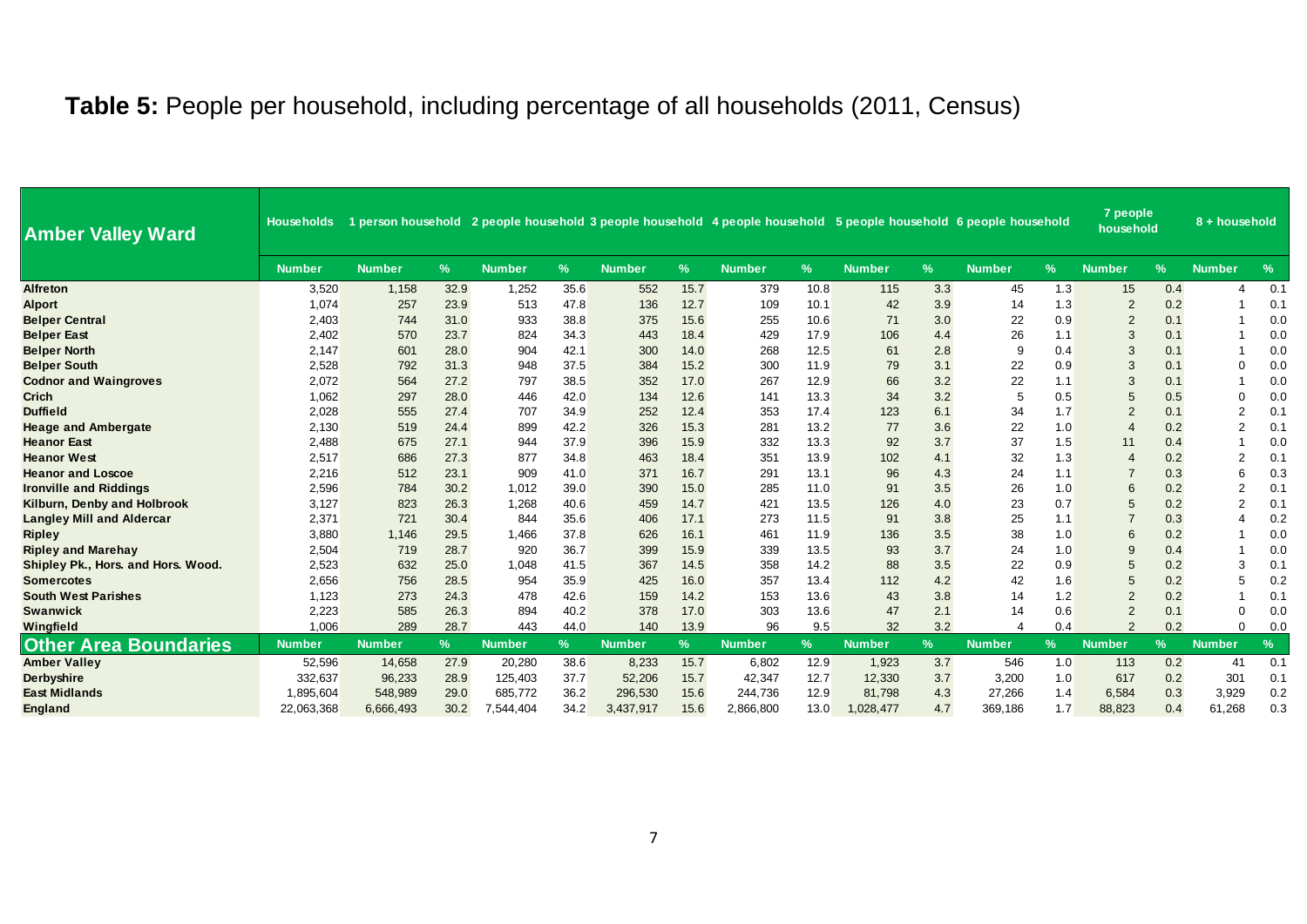**Table 5:** People per household, including percentage of all households (2011, Census)

| Amber Valley Ward | Households | 1 person household | | 2 people household | | 3 people household | | 4 people household | | 5 people household | | 6 people household | | 7 people household | | 8 + household | |
|---|---|---|---|---|---|---|---|---|---|---|---|---|---|---|---|---|---|
| | Number | Number | % | Number | % | Number | % | Number | % | Number | % | Number | % | Number | % | Number | % |
| Alfreton | 3,520 | 1,158 | 32.9 | 1,252 | 35.6 | 552 | 15.7 | 379 | 10.8 | 115 | 3.3 | 45 | 1.3 | 15 | 0.4 | 4 | 0.1 |
| Alport | 1,074 | 257 | 23.9 | 513 | 47.8 | 136 | 12.7 | 109 | 10.1 | 42 | 3.9 | 14 | 1.3 | 2 | 0.2 | 1 | 0.1 |
| Belper Central | 2,403 | 744 | 31.0 | 933 | 38.8 | 375 | 15.6 | 255 | 10.6 | 71 | 3.0 | 22 | 0.9 | 2 | 0.1 | 1 | 0.0 |
| Belper East | 2,402 | 570 | 23.7 | 824 | 34.3 | 443 | 18.4 | 429 | 17.9 | 106 | 4.4 | 26 | 1.1 | 3 | 0.1 | 1 | 0.0 |
| Belper North | 2,147 | 601 | 28.0 | 904 | 42.1 | 300 | 14.0 | 268 | 12.5 | 61 | 2.8 | 9 | 0.4 | 3 | 0.1 | 1 | 0.0 |
| Belper South | 2,528 | 792 | 31.3 | 948 | 37.5 | 384 | 15.2 | 300 | 11.9 | 79 | 3.1 | 22 | 0.9 | 3 | 0.1 | 0 | 0.0 |
| Codnor and Waingroves | 2,072 | 564 | 27.2 | 797 | 38.5 | 352 | 17.0 | 267 | 12.9 | 66 | 3.2 | 22 | 1.1 | 3 | 0.1 | 1 | 0.0 |
| Crich | 1,062 | 297 | 28.0 | 446 | 42.0 | 134 | 12.6 | 141 | 13.3 | 34 | 3.2 | 5 | 0.5 | 5 | 0.5 | 0 | 0.0 |
| Duffield | 2,028 | 555 | 27.4 | 707 | 34.9 | 252 | 12.4 | 353 | 17.4 | 123 | 6.1 | 34 | 1.7 | 2 | 0.1 | 2 | 0.1 |
| Heage and Ambergate | 2,130 | 519 | 24.4 | 899 | 42.2 | 326 | 15.3 | 281 | 13.2 | 77 | 3.6 | 22 | 1.0 | 4 | 0.2 | 2 | 0.1 |
| Heanor East | 2,488 | 675 | 27.1 | 944 | 37.9 | 396 | 15.9 | 332 | 13.3 | 92 | 3.7 | 37 | 1.5 | 11 | 0.4 | 1 | 0.0 |
| Heanor West | 2,517 | 686 | 27.3 | 877 | 34.8 | 463 | 18.4 | 351 | 13.9 | 102 | 4.1 | 32 | 1.3 | 4 | 0.2 | 2 | 0.1 |
| Heanor and Loscoe | 2,216 | 512 | 23.1 | 909 | 41.0 | 371 | 16.7 | 291 | 13.1 | 96 | 4.3 | 24 | 1.1 | 7 | 0.3 | 6 | 0.3 |
| Ironville and Riddings | 2,596 | 784 | 30.2 | 1,012 | 39.0 | 390 | 15.0 | 285 | 11.0 | 91 | 3.5 | 26 | 1.0 | 6 | 0.2 | 2 | 0.1 |
| Kilburn, Denby and Holbrook | 3,127 | 823 | 26.3 | 1,268 | 40.6 | 459 | 14.7 | 421 | 13.5 | 126 | 4.0 | 23 | 0.7 | 5 | 0.2 | 2 | 0.1 |
| Langley Mill and Aldercar | 2,371 | 721 | 30.4 | 844 | 35.6 | 406 | 17.1 | 273 | 11.5 | 91 | 3.8 | 25 | 1.1 | 7 | 0.3 | 4 | 0.2 |
| Ripley | 3,880 | 1,146 | 29.5 | 1,466 | 37.8 | 626 | 16.1 | 461 | 11.9 | 136 | 3.5 | 38 | 1.0 | 6 | 0.2 | 1 | 0.0 |
| Ripley and Marehay | 2,504 | 719 | 28.7 | 920 | 36.7 | 399 | 15.9 | 339 | 13.5 | 93 | 3.7 | 24 | 1.0 | 9 | 0.4 | 1 | 0.0 |
| Shipley Pk., Hors. and Hors. Wood. | 2,523 | 632 | 25.0 | 1,048 | 41.5 | 367 | 14.5 | 358 | 14.2 | 88 | 3.5 | 22 | 0.9 | 5 | 0.2 | 3 | 0.1 |
| Somercotes | 2,656 | 756 | 28.5 | 954 | 35.9 | 425 | 16.0 | 357 | 13.4 | 112 | 4.2 | 42 | 1.6 | 5 | 0.2 | 5 | 0.2 |
| South West Parishes | 1,123 | 273 | 24.3 | 478 | 42.6 | 159 | 14.2 | 153 | 13.6 | 43 | 3.8 | 14 | 1.2 | 2 | 0.2 | 1 | 0.1 |
| Swanwick | 2,223 | 585 | 26.3 | 894 | 40.2 | 378 | 17.0 | 303 | 13.6 | 47 | 2.1 | 14 | 0.6 | 2 | 0.1 | 0 | 0.0 |
| Wingfield | 1,006 | 289 | 28.7 | 443 | 44.0 | 140 | 13.9 | 96 | 9.5 | 32 | 3.2 | 4 | 0.4 | 2 | 0.2 | 0 | 0.0 |
| **Other Area Boundaries** | Number | Number | % | Number | % | Number | % | Number | % | Number | % | Number | % | Number | % | Number | % |
| Amber Valley | 52,596 | 14,658 | 27.9 | 20,280 | 38.6 | 8,233 | 15.7 | 6,802 | 12.9 | 1,923 | 3.7 | 546 | 1.0 | 113 | 0.2 | 41 | 0.1 |
| Derbyshire | 332,637 | 96,233 | 28.9 | 125,403 | 37.7 | 52,206 | 15.7 | 42,347 | 12.7 | 12,330 | 3.7 | 3,200 | 1.0 | 617 | 0.2 | 301 | 0.1 |
| East Midlands | 1,895,604 | 548,989 | 29.0 | 685,772 | 36.2 | 296,530 | 15.6 | 244,736 | 12.9 | 81,798 | 4.3 | 27,266 | 1.4 | 6,584 | 0.3 | 3,929 | 0.2 |
| England | 22,063,368 | 6,666,493 | 30.2 | 7,544,404 | 34.2 | 3,437,917 | 15.6 | 2,866,800 | 13.0 | 1,028,477 | 4.7 | 369,186 | 1.7 | 88,823 | 0.4 | 61,268 | 0.3 |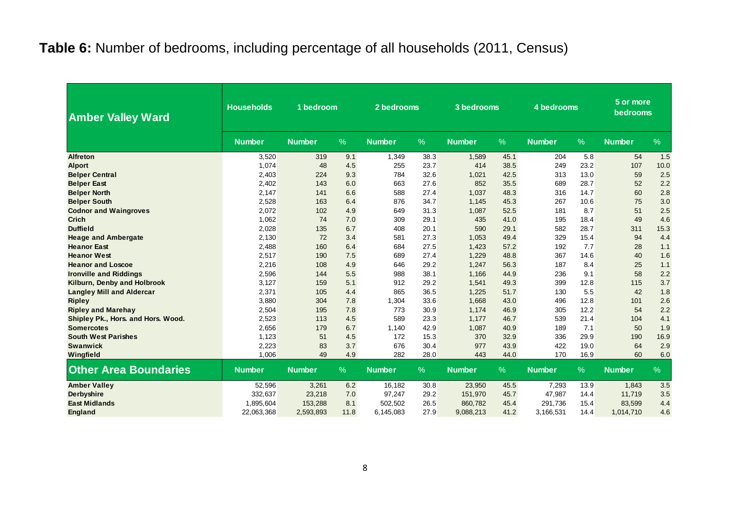**Table 6:** Number of bedrooms, including percentage of all households (2011, Census)

| Amber Valley Ward | Households | 1 bedroom | | 2 bedrooms | | 3 bedrooms | | 4 bedrooms | | 5 or more bedrooms | |
|---|---|---|---|---|---|---|---|---|---|---|---|
| | Number | Number | % | Number | % | Number | % | Number | % | Number | % |
| **Alfreton** | 3,520 | 319 | 9.1 | 1,349 | 38.3 | 1,589 | 45.1 | 204 | 5.8 | 54 | 1.5 |
| **Alport** | 1,074 | 48 | 4.5 | 255 | 23.7 | 414 | 38.5 | 249 | 23.2 | 107 | 10.0 |
| **Belper Central** | 2,403 | 224 | 9.3 | 784 | 32.6 | 1,021 | 42.5 | 313 | 13.0 | 59 | 2.5 |
| **Belper East** | 2,402 | 143 | 6.0 | 663 | 27.6 | 852 | 35.5 | 689 | 28.7 | 52 | 2.2 |
| **Belper North** | 2,147 | 141 | 6.6 | 588 | 27.4 | 1,037 | 48.3 | 316 | 14.7 | 60 | 2.8 |
| **Belper South** | 2,528 | 163 | 6.4 | 876 | 34.7 | 1,145 | 45.3 | 267 | 10.6 | 75 | 3.0 |
| **Codnor and Waingroves** | 2,072 | 102 | 4.9 | 649 | 31.3 | 1,087 | 52.5 | 181 | 8.7 | 51 | 2.5 |
| **Crich** | 1,062 | 74 | 7.0 | 309 | 29.1 | 435 | 41.0 | 195 | 18.4 | 49 | 4.6 |
| **Duffield** | 2,028 | 135 | 6.7 | 408 | 20.1 | 590 | 29.1 | 582 | 28.7 | 311 | 15.3 |
| **Heage and Ambergate** | 2,130 | 72 | 3.4 | 581 | 27.3 | 1,053 | 49.4 | 329 | 15.4 | 94 | 4.4 |
| **Heanor East** | 2,488 | 160 | 6.4 | 684 | 27.5 | 1,423 | 57.2 | 192 | 7.7 | 28 | 1.1 |
| **Heanor West** | 2,517 | 190 | 7.5 | 689 | 27.4 | 1,229 | 48.8 | 367 | 14.6 | 40 | 1.6 |
| **Heanor and Loscoe** | 2,216 | 108 | 4.9 | 646 | 29.2 | 1,247 | 56.3 | 187 | 8.4 | 25 | 1.1 |
| **Ironville and Riddings** | 2,596 | 144 | 5.5 | 988 | 38.1 | 1,166 | 44.9 | 236 | 9.1 | 58 | 2.2 |
| **Kilburn, Denby and Holbrook** | 3,127 | 159 | 5.1 | 912 | 29.2 | 1,541 | 49.3 | 399 | 12.8 | 115 | 3.7 |
| **Langley Mill and Aldercar** | 2,371 | 105 | 4.4 | 865 | 36.5 | 1,225 | 51.7 | 130 | 5.5 | 42 | 1.8 |
| **Ripley** | 3,880 | 304 | 7.8 | 1,304 | 33.6 | 1,668 | 43.0 | 496 | 12.8 | 101 | 2.6 |
| **Ripley and Marehay** | 2,504 | 195 | 7.8 | 773 | 30.9 | 1,174 | 46.9 | 305 | 12.2 | 54 | 2.2 |
| **Shipley Pk., Hors. and Hors. Wood.** | 2,523 | 113 | 4.5 | 589 | 23.3 | 1,177 | 46.7 | 539 | 21.4 | 104 | 4.1 |
| **Somercotes** | 2,656 | 179 | 6.7 | 1,140 | 42.9 | 1,087 | 40.9 | 189 | 7.1 | 50 | 1.9 |
| **South West Parishes** | 1,123 | 51 | 4.5 | 172 | 15.3 | 370 | 32.9 | 336 | 29.9 | 190 | 16.9 |
| **Swanwick** | 2,223 | 83 | 3.7 | 676 | 30.4 | 977 | 43.9 | 422 | 19.0 | 64 | 2.9 |
| **Wingfield** | 1,006 | 49 | 4.9 | 282 | 28.0 | 443 | 44.0 | 170 | 16.9 | 60 | 6.0 |
| **Other Area Boundaries** | **Number** | **Number** | **%** | **Number** | **%** | **Number** | **%** | **Number** | **%** | **Number** | **%** |
| **Amber Valley** | 52,596 | 3,261 | 6.2 | 16,182 | 30.8 | 23,950 | 45.5 | 7,293 | 13.9 | 1,843 | 3.5 |
| **Derbyshire** | 332,637 | 23,218 | 7.0 | 97,247 | 29.2 | 151,970 | 45.7 | 47,987 | 14.4 | 11,719 | 3.5 |
| **East Midlands** | 1,895,604 | 153,288 | 8.1 | 502,502 | 26.5 | 860,782 | 45.4 | 291,736 | 15.4 | 83,599 | 4.4 |
| **England** | 22,063,368 | 2,593,893 | 11.8 | 6,145,083 | 27.9 | 9,088,213 | 41.2 | 3,166,531 | 14.4 | 1,014,710 | 4.6 |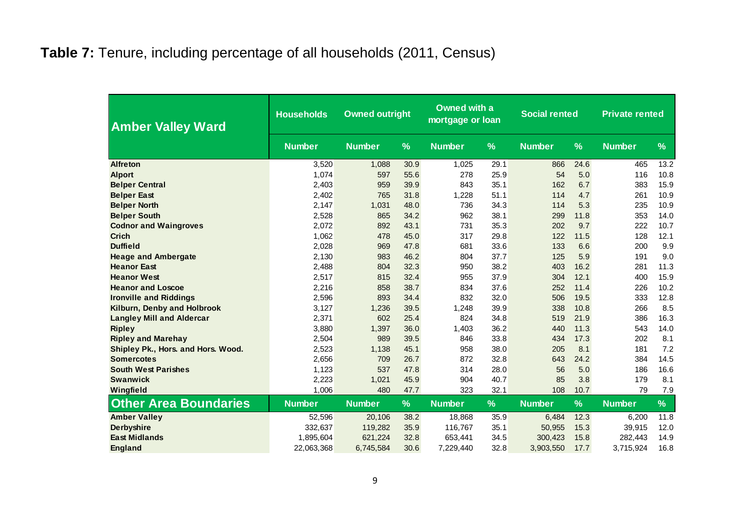**Table 7:** Tenure, including percentage of all households (2011, Census)

| Amber Valley Ward | Households | Owned outright | | Owned with a mortgage or loan | | Social rented | | Private rented | |
|---|---|---|---|---|---|---|---|---|---|
| | Number | Number | % | Number | % | Number | % | Number | % |
| **Alfreton** | 3,520 | 1,088 | 30.9 | 1,025 | 29.1 | 866 | 24.6 | 465 | 13.2 |
| **Alport** | 1,074 | 597 | 55.6 | 278 | 25.9 | 54 | 5.0 | 116 | 10.8 |
| **Belper Central** | 2,403 | 959 | 39.9 | 843 | 35.1 | 162 | 6.7 | 383 | 15.9 |
| **Belper East** | 2,402 | 765 | 31.8 | 1,228 | 51.1 | 114 | 4.7 | 261 | 10.9 |
| **Belper North** | 2,147 | 1,031 | 48.0 | 736 | 34.3 | 114 | 5.3 | 235 | 10.9 |
| **Belper South** | 2,528 | 865 | 34.2 | 962 | 38.1 | 299 | 11.8 | 353 | 14.0 |
| **Codnor and Waingroves** | 2,072 | 892 | 43.1 | 731 | 35.3 | 202 | 9.7 | 222 | 10.7 |
| **Crich** | 1,062 | 478 | 45.0 | 317 | 29.8 | 122 | 11.5 | 128 | 12.1 |
| **Duffield** | 2,028 | 969 | 47.8 | 681 | 33.6 | 133 | 6.6 | 200 | 9.9 |
| **Heage and Ambergate** | 2,130 | 983 | 46.2 | 804 | 37.7 | 125 | 5.9 | 191 | 9.0 |
| **Heanor East** | 2,488 | 804 | 32.3 | 950 | 38.2 | 403 | 16.2 | 281 | 11.3 |
| **Heanor West** | 2,517 | 815 | 32.4 | 955 | 37.9 | 304 | 12.1 | 400 | 15.9 |
| **Heanor and Loscoe** | 2,216 | 858 | 38.7 | 834 | 37.6 | 252 | 11.4 | 226 | 10.2 |
| **Ironville and Riddings** | 2,596 | 893 | 34.4 | 832 | 32.0 | 506 | 19.5 | 333 | 12.8 |
| **Kilburn, Denby and Holbrook** | 3,127 | 1,236 | 39.5 | 1,248 | 39.9 | 338 | 10.8 | 266 | 8.5 |
| **Langley Mill and Aldercar** | 2,371 | 602 | 25.4 | 824 | 34.8 | 519 | 21.9 | 386 | 16.3 |
| **Ripley** | 3,880 | 1,397 | 36.0 | 1,403 | 36.2 | 440 | 11.3 | 543 | 14.0 |
| **Ripley and Marehay** | 2,504 | 989 | 39.5 | 846 | 33.8 | 434 | 17.3 | 202 | 8.1 |
| **Shipley Pk., Hors. and Hors. Wood.** | 2,523 | 1,138 | 45.1 | 958 | 38.0 | 205 | 8.1 | 181 | 7.2 |
| **Somercotes** | 2,656 | 709 | 26.7 | 872 | 32.8 | 643 | 24.2 | 384 | 14.5 |
| **South West Parishes** | 1,123 | 537 | 47.8 | 314 | 28.0 | 56 | 5.0 | 186 | 16.6 |
| **Swanwick** | 2,223 | 1,021 | 45.9 | 904 | 40.7 | 85 | 3.8 | 179 | 8.1 |
| **Wingfield** | 1,006 | 480 | 47.7 | 323 | 32.1 | 108 | 10.7 | 79 | 7.9 |
| **Other Area Boundaries** | **Number** | **Number** | **%** | **Number** | **%** | **Number** | **%** | **Number** | **%** |
| **Amber Valley** | 52,596 | 20,106 | 38.2 | 18,868 | 35.9 | 6,484 | 12.3 | 6,200 | 11.8 |
| **Derbyshire** | 332,637 | 119,282 | 35.9 | 116,767 | 35.1 | 50,955 | 15.3 | 39,915 | 12.0 |
| **East Midlands** | 1,895,604 | 621,224 | 32.8 | 653,441 | 34.5 | 300,423 | 15.8 | 282,443 | 14.9 |
| **England** | 22,063,368 | 6,745,584 | 30.6 | 7,229,440 | 32.8 | 3,903,550 | 17.7 | 3,715,924 | 16.8 |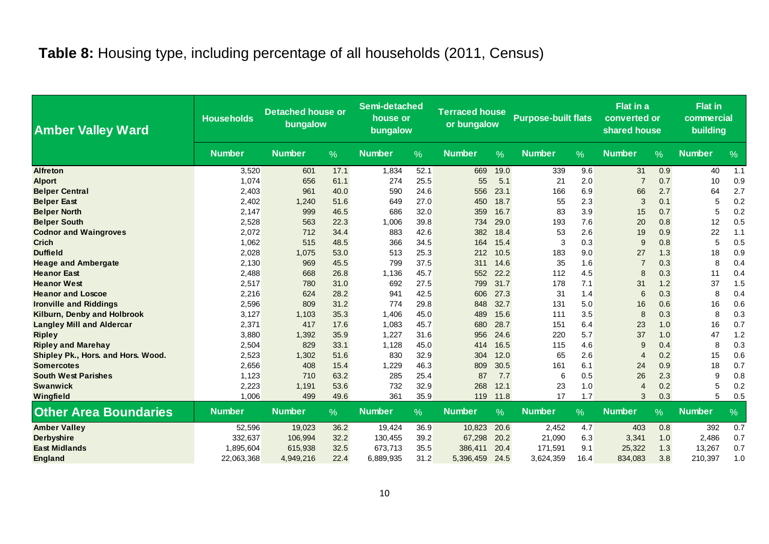**Table 8:** Housing type, including percentage of all households (2011, Census)

| Amber Valley Ward | Households | Detached house or bungalow | | Semi-detached house or bungalow | | Terraced house or bungalow | | Purpose-built flats | | Flat in a converted or shared house | | Flat in commercial building | |
|---|---|---|---|---|---|---|---|---|---|---|---|---|---|
| | Number | Number | % | Number | % | Number | % | Number | % | Number | % | Number | % |
| Alfreton | 3,520 | 601 | 17.1 | 1,834 | 52.1 | 669 | 19.0 | 339 | 9.6 | 31 | 0.9 | 40 | 1.1 |
| Alport | 1,074 | 656 | 61.1 | 274 | 25.5 | 55 | 5.1 | 21 | 2.0 | 7 | 0.7 | 10 | 0.9 |
| Belper Central | 2,403 | 961 | 40.0 | 590 | 24.6 | 556 | 23.1 | 166 | 6.9 | 66 | 2.7 | 64 | 2.7 |
| Belper East | 2,402 | 1,240 | 51.6 | 649 | 27.0 | 450 | 18.7 | 55 | 2.3 | 3 | 0.1 | 5 | 0.2 |
| Belper North | 2,147 | 999 | 46.5 | 686 | 32.0 | 359 | 16.7 | 83 | 3.9 | 15 | 0.7 | 5 | 0.2 |
| Belper South | 2,528 | 563 | 22.3 | 1,006 | 39.8 | 734 | 29.0 | 193 | 7.6 | 20 | 0.8 | 12 | 0.5 |
| Codnor and Waingroves | 2,072 | 712 | 34.4 | 883 | 42.6 | 382 | 18.4 | 53 | 2.6 | 19 | 0.9 | 22 | 1.1 |
| Crich | 1,062 | 515 | 48.5 | 366 | 34.5 | 164 | 15.4 | 3 | 0.3 | 9 | 0.8 | 5 | 0.5 |
| Duffield | 2,028 | 1,075 | 53.0 | 513 | 25.3 | 212 | 10.5 | 183 | 9.0 | 27 | 1.3 | 18 | 0.9 |
| Heage and Ambergate | 2,130 | 969 | 45.5 | 799 | 37.5 | 311 | 14.6 | 35 | 1.6 | 7 | 0.3 | 8 | 0.4 |
| Heanor East | 2,488 | 668 | 26.8 | 1,136 | 45.7 | 552 | 22.2 | 112 | 4.5 | 8 | 0.3 | 11 | 0.4 |
| Heanor West | 2,517 | 780 | 31.0 | 692 | 27.5 | 799 | 31.7 | 178 | 7.1 | 31 | 1.2 | 37 | 1.5 |
| Heanor and Loscoe | 2,216 | 624 | 28.2 | 941 | 42.5 | 606 | 27.3 | 31 | 1.4 | 6 | 0.3 | 8 | 0.4 |
| Ironville and Riddings | 2,596 | 809 | 31.2 | 774 | 29.8 | 848 | 32.7 | 131 | 5.0 | 16 | 0.6 | 16 | 0.6 |
| Kilburn, Denby and Holbrook | 3,127 | 1,103 | 35.3 | 1,406 | 45.0 | 489 | 15.6 | 111 | 3.5 | 8 | 0.3 | 8 | 0.3 |
| Langley Mill and Aldercar | 2,371 | 417 | 17.6 | 1,083 | 45.7 | 680 | 28.7 | 151 | 6.4 | 23 | 1.0 | 16 | 0.7 |
| Ripley | 3,880 | 1,392 | 35.9 | 1,227 | 31.6 | 956 | 24.6 | 220 | 5.7 | 37 | 1.0 | 47 | 1.2 |
| Ripley and Marehay | 2,504 | 829 | 33.1 | 1,128 | 45.0 | 414 | 16.5 | 115 | 4.6 | 9 | 0.4 | 8 | 0.3 |
| Shipley Pk., Hors. and Hors. Wood. | 2,523 | 1,302 | 51.6 | 830 | 32.9 | 304 | 12.0 | 65 | 2.6 | 4 | 0.2 | 15 | 0.6 |
| Somercotes | 2,656 | 408 | 15.4 | 1,229 | 46.3 | 809 | 30.5 | 161 | 6.1 | 24 | 0.9 | 18 | 0.7 |
| South West Parishes | 1,123 | 710 | 63.2 | 285 | 25.4 | 87 | 7.7 | 6 | 0.5 | 26 | 2.3 | 9 | 0.8 |
| Swanwick | 2,223 | 1,191 | 53.6 | 732 | 32.9 | 268 | 12.1 | 23 | 1.0 | 4 | 0.2 | 5 | 0.2 |
| Wingfield | 1,006 | 499 | 49.6 | 361 | 35.9 | 119 | 11.8 | 17 | 1.7 | 3 | 0.3 | 5 | 0.5 |
| **Other Area Boundaries** | **Number** | **Number** | **%** | **Number** | **%** | **Number** | **%** | **Number** | **%** | **Number** | **%** | **Number** | **%** |
| Amber Valley | 52,596 | 19,023 | 36.2 | 19,424 | 36.9 | 10,823 | 20.6 | 2,452 | 4.7 | 403 | 0.8 | 392 | 0.7 |
| Derbyshire | 332,637 | 106,994 | 32.2 | 130,455 | 39.2 | 67,298 | 20.2 | 21,090 | 6.3 | 3,341 | 1.0 | 2,486 | 0.7 |
| East Midlands | 1,895,604 | 615,938 | 32.5 | 673,713 | 35.5 | 386,411 | 20.4 | 171,591 | 9.1 | 25,322 | 1.3 | 13,267 | 0.7 |
| England | 22,063,368 | 4,949,216 | 22.4 | 6,889,935 | 31.2 | 5,396,459 | 24.5 | 3,624,359 | 16.4 | 834,083 | 3.8 | 210,397 | 1.0 |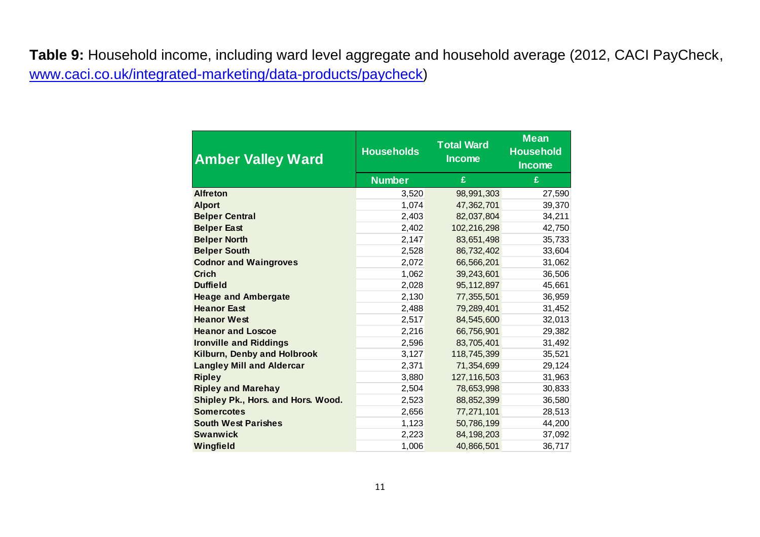**Table 9:** Household income, including ward level aggregate and household average (2012, CACI PayCheck, [www.caci.co.uk/integrated-marketing/data-products/paycheck](www.caci.co.uk/integrated-marketing/data-products/paycheck))

| Amber Valley Ward | Households | Total Ward Income | Mean Household Income |
|---|---|---|---|
| | Number | £ | £ |
| **Alfreton** | 3,520 | 98,991,303 | 27,590 |
| **Alport** | 1,074 | 47,362,701 | 39,370 |
| **Belper Central** | 2,403 | 82,037,804 | 34,211 |
| **Belper East** | 2,402 | 102,216,298 | 42,750 |
| **Belper North** | 2,147 | 83,651,498 | 35,733 |
| **Belper South** | 2,528 | 86,732,402 | 33,604 |
| **Codnor and Waingroves** | 2,072 | 66,566,201 | 31,062 |
| **Crich** | 1,062 | 39,243,601 | 36,506 |
| **Duffield** | 2,028 | 95,112,897 | 45,661 |
| **Heage and Ambergate** | 2,130 | 77,355,501 | 36,959 |
| **Heanor East** | 2,488 | 79,289,401 | 31,452 |
| **Heanor West** | 2,517 | 84,545,600 | 32,013 |
| **Heanor and Loscoe** | 2,216 | 66,756,901 | 29,382 |
| **Ironville and Riddings** | 2,596 | 83,705,401 | 31,492 |
| **Kilburn, Denby and Holbrook** | 3,127 | 118,745,399 | 35,521 |
| **Langley Mill and Aldercar** | 2,371 | 71,354,699 | 29,124 |
| **Ripley** | 3,880 | 127,116,503 | 31,963 |
| **Ripley and Marehay** | 2,504 | 78,653,998 | 30,833 |
| **Shipley Pk., Hors. and Hors. Wood.** | 2,523 | 88,852,399 | 36,580 |
| **Somercotes** | 2,656 | 77,271,101 | 28,513 |
| **South West Parishes** | 1,123 | 50,786,199 | 44,200 |
| **Swanwick** | 2,223 | 84,198,203 | 37,092 |
| **Wingfield** | 1,006 | 40,866,501 | 36,717 |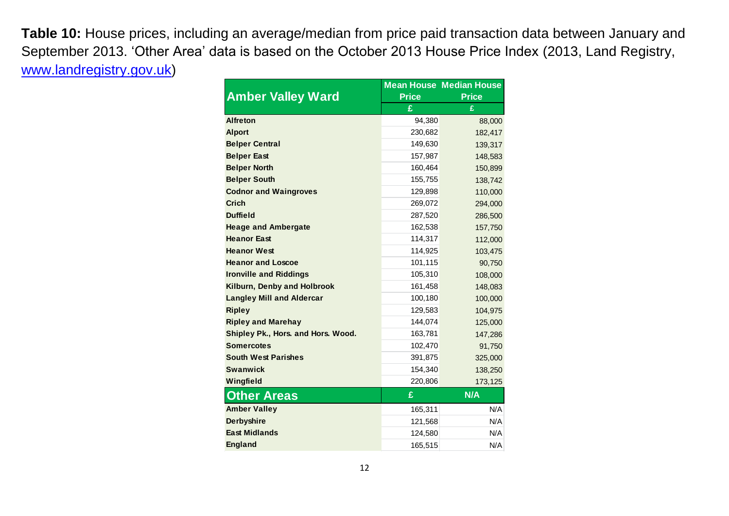**Table 10:** House prices, including an average/median from price paid transaction data between January and September 2013. 'Other Area' data is based on the October 2013 House Price Index (2013, Land Registry, www.landregistry.gov.uk)

| Amber Valley Ward | Mean House Price | Median House Price |
|---|---|---|
| | £ | £ |
| **Alfreton** | 94,380 | 88,000 |
| **Alport** | 230,682 | 182,417 |
| **Belper Central** | 149,630 | 139,317 |
| **Belper East** | 157,987 | 148,583 |
| **Belper North** | 160,464 | 150,899 |
| **Belper South** | 155,755 | 138,742 |
| **Codnor and Waingroves** | 129,898 | 110,000 |
| **Crich** | 269,072 | 294,000 |
| **Duffield** | 287,520 | 286,500 |
| **Heage and Ambergate** | 162,538 | 157,750 |
| **Heanor East** | 114,317 | 112,000 |
| **Heanor West** | 114,925 | 103,475 |
| **Heanor and Loscoe** | 101,115 | 90,750 |
| **Ironville and Riddings** | 105,310 | 108,000 |
| **Kilburn, Denby and Holbrook** | 161,458 | 148,083 |
| **Langley Mill and Aldercar** | 100,180 | 100,000 |
| **Ripley** | 129,583 | 104,975 |
| **Ripley and Marehay** | 144,074 | 125,000 |
| **Shipley Pk., Hors. and Hors. Wood.** | 163,781 | 147,286 |
| **Somercotes** | 102,470 | 91,750 |
| **South West Parishes** | 391,875 | 325,000 |
| **Swanwick** | 154,340 | 138,250 |
| **Wingfield** | 220,806 | 173,125 |
| **Other Areas** | **£** | **N/A** |
| **Amber Valley** | 165,311 | N/A |
| **Derbyshire** | 121,568 | N/A |
| **East Midlands** | 124,580 | N/A |
| **England** | 165,515 | N/A |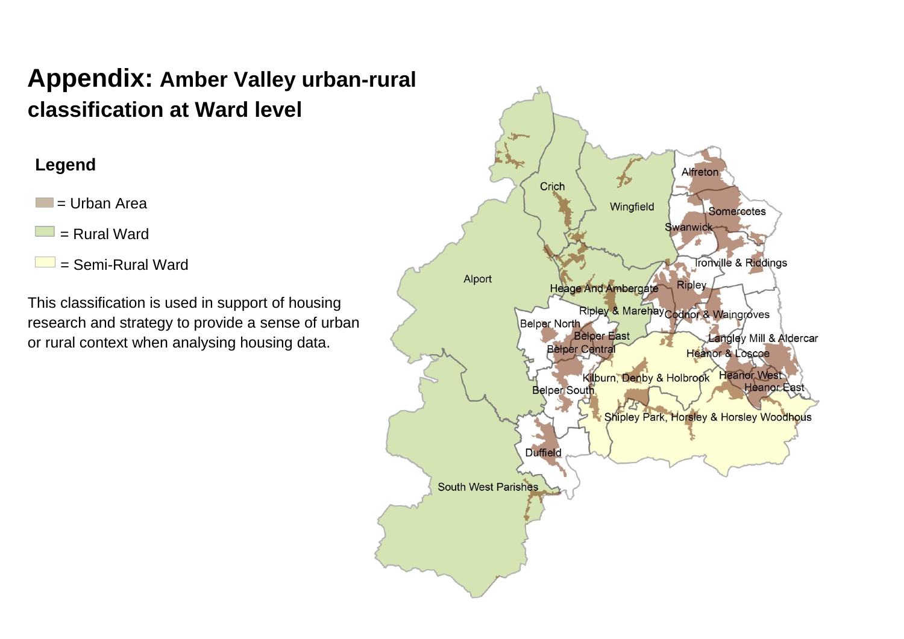# Appendix: Amber Valley urban-rural classification at Ward level

## Legend

= Urban Area

= Rural Ward

= Semi-Rural Ward

This classification is used in support of housing research and strategy to provide a sense of urban or rural context when analysing housing data.

Alfreton
Crich
Wingfield
Somercotes
Swanwick
Ironville & Riddings
Alport
Ripley
Heage And Ambergate
Ripley & Marehay
Codnor & Waingroves
Belper North
Belper East
Langley Mill & Aldercar
Belper Central
Heanor & Loscoe
Kilburn, Denby & Holbrook
Heanor West
Belper South
Heanor East
Shipley Park, Horsley & Horsley Woodhous
Duffield
South West Parishes